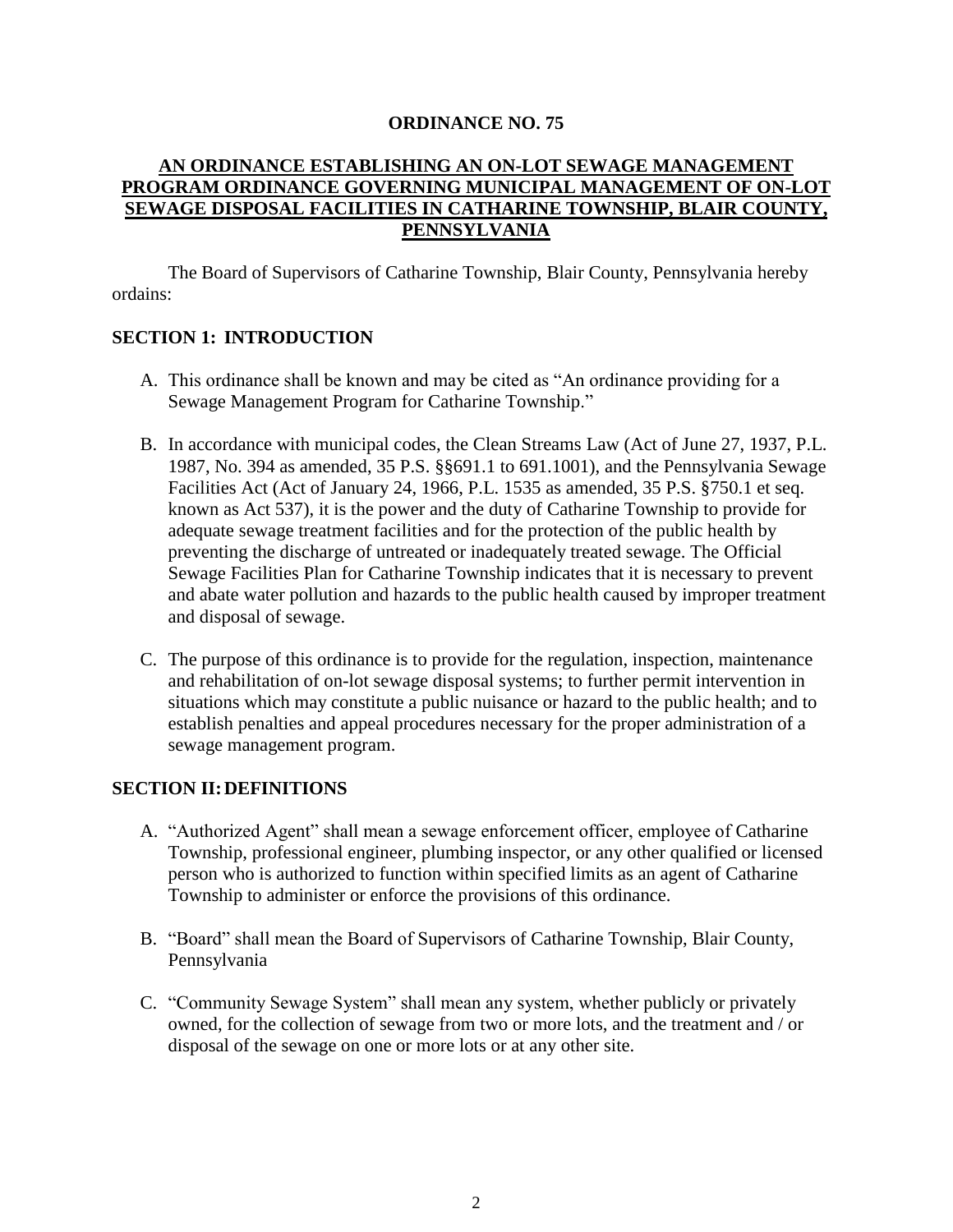# ORDINANCE NO. 75

## AN ORDINANCE ESTABLISHING AN ON-LOT SEWAGE MANAGEMENT PROGRAM ORDINANCE GOVERNING MUNICIPAL MANAGEMENT OF ON-LOT SEWAGE DISPOSAL FACILITIES IN CATHARINE TOWNSHIP, BLAIR COUNTY, PENNSYLVANIA

The Board of Supervisors of Catharine Township, Blair County, Pennsylvania hereby ordains:

## SECTION 1: INTRODUCTION

A. This ordinance shall be known and may be cited as "An ordinance providing for a Sewage Management Program for Catharine Township."

B. In accordance with municipal codes, the Clean Streams Law (Act of June 27, 1937, P.L. 1987, No. 394 as amended, 35 P.S. §§691.1 to 691.1001), and the Pennsylvania Sewage Facilities Act (Act of January 24, 1966, P.L. 1535 as amended, 35 P.S. §750.1 et seq. known as Act 537), it is the power and the duty of Catharine Township to provide for adequate sewage treatment facilities and for the protection of the public health by preventing the discharge of untreated or inadequately treated sewage. The Official Sewage Facilities Plan for Catharine Township indicates that it is necessary to prevent and abate water pollution and hazards to the public health caused by improper treatment and disposal of sewage.

C. The purpose of this ordinance is to provide for the regulation, inspection, maintenance and rehabilitation of on-lot sewage disposal systems; to further permit intervention in situations which may constitute a public nuisance or hazard to the public health; and to establish penalties and appeal procedures necessary for the proper administration of a sewage management program.

## SECTION II: DEFINITIONS

A. "Authorized Agent" shall mean a sewage enforcement officer, employee of Catharine Township, professional engineer, plumbing inspector, or any other qualified or licensed person who is authorized to function within specified limits as an agent of Catharine Township to administer or enforce the provisions of this ordinance.

B. "Board" shall mean the Board of Supervisors of Catharine Township, Blair County, Pennsylvania

C. "Community Sewage System" shall mean any system, whether publicly or privately owned, for the collection of sewage from two or more lots, and the treatment and / or disposal of the sewage on one or more lots or at any other site.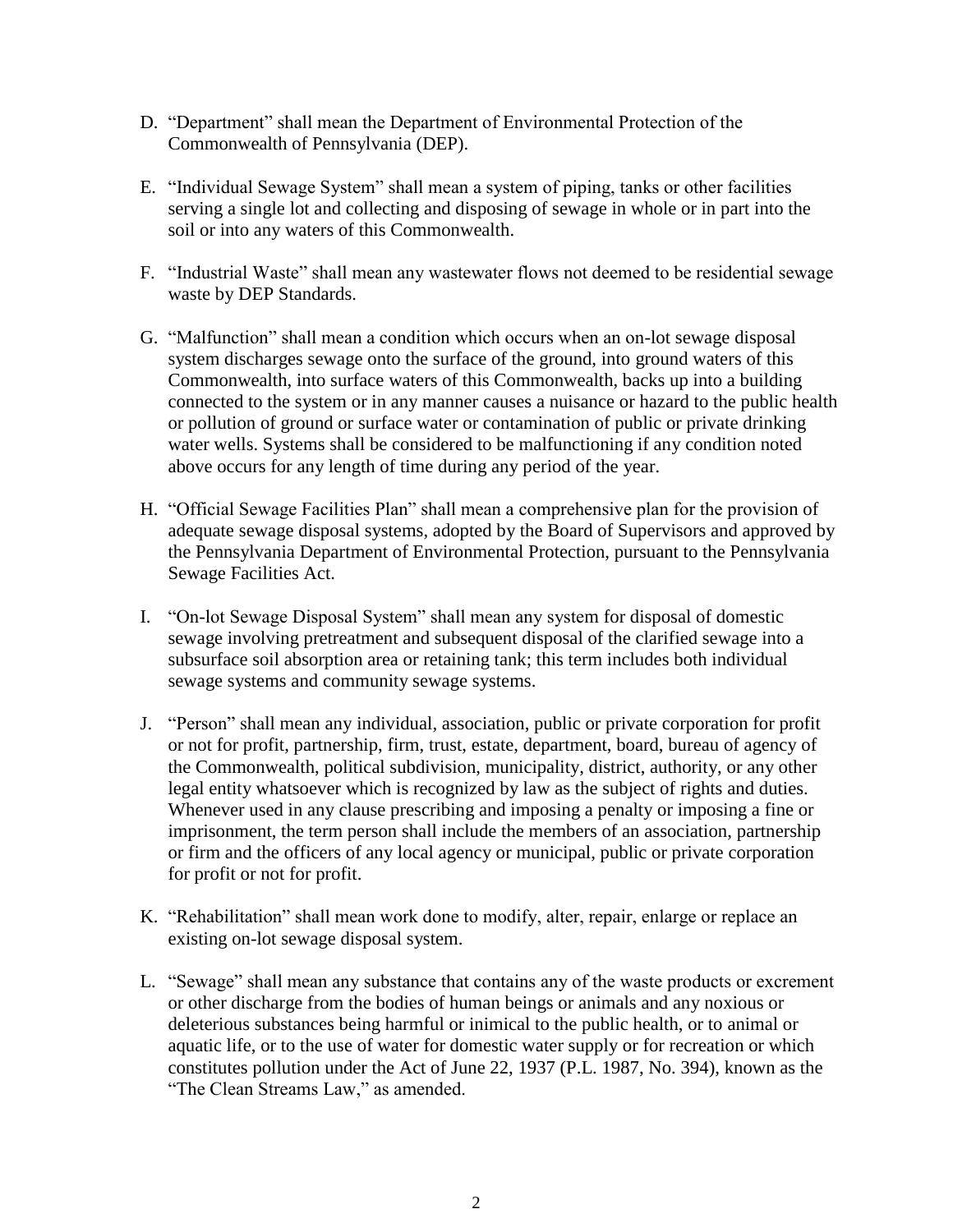D. "Department" shall mean the Department of Environmental Protection of the Commonwealth of Pennsylvania (DEP).

E. "Individual Sewage System" shall mean a system of piping, tanks or other facilities serving a single lot and collecting and disposing of sewage in whole or in part into the soil or into any waters of this Commonwealth.

F. "Industrial Waste" shall mean any wastewater flows not deemed to be residential sewage waste by DEP Standards.

G. "Malfunction" shall mean a condition which occurs when an on-lot sewage disposal system discharges sewage onto the surface of the ground, into ground waters of this Commonwealth, into surface waters of this Commonwealth, backs up into a building connected to the system or in any manner causes a nuisance or hazard to the public health or pollution of ground or surface water or contamination of public or private drinking water wells. Systems shall be considered to be malfunctioning if any condition noted above occurs for any length of time during any period of the year.

H. "Official Sewage Facilities Plan" shall mean a comprehensive plan for the provision of adequate sewage disposal systems, adopted by the Board of Supervisors and approved by the Pennsylvania Department of Environmental Protection, pursuant to the Pennsylvania Sewage Facilities Act.

I. "On-lot Sewage Disposal System" shall mean any system for disposal of domestic sewage involving pretreatment and subsequent disposal of the clarified sewage into a subsurface soil absorption area or retaining tank; this term includes both individual sewage systems and community sewage systems.

J. "Person" shall mean any individual, association, public or private corporation for profit or not for profit, partnership, firm, trust, estate, department, board, bureau of agency of the Commonwealth, political subdivision, municipality, district, authority, or any other legal entity whatsoever which is recognized by law as the subject of rights and duties. Whenever used in any clause prescribing and imposing a penalty or imposing a fine or imprisonment, the term person shall include the members of an association, partnership or firm and the officers of any local agency or municipal, public or private corporation for profit or not for profit.

K. "Rehabilitation" shall mean work done to modify, alter, repair, enlarge or replace an existing on-lot sewage disposal system.

L. "Sewage" shall mean any substance that contains any of the waste products or excrement or other discharge from the bodies of human beings or animals and any noxious or deleterious substances being harmful or inimical to the public health, or to animal or aquatic life, or to the use of water for domestic water supply or for recreation or which constitutes pollution under the Act of June 22, 1937 (P.L. 1987, No. 394), known as the "The Clean Streams Law," as amended.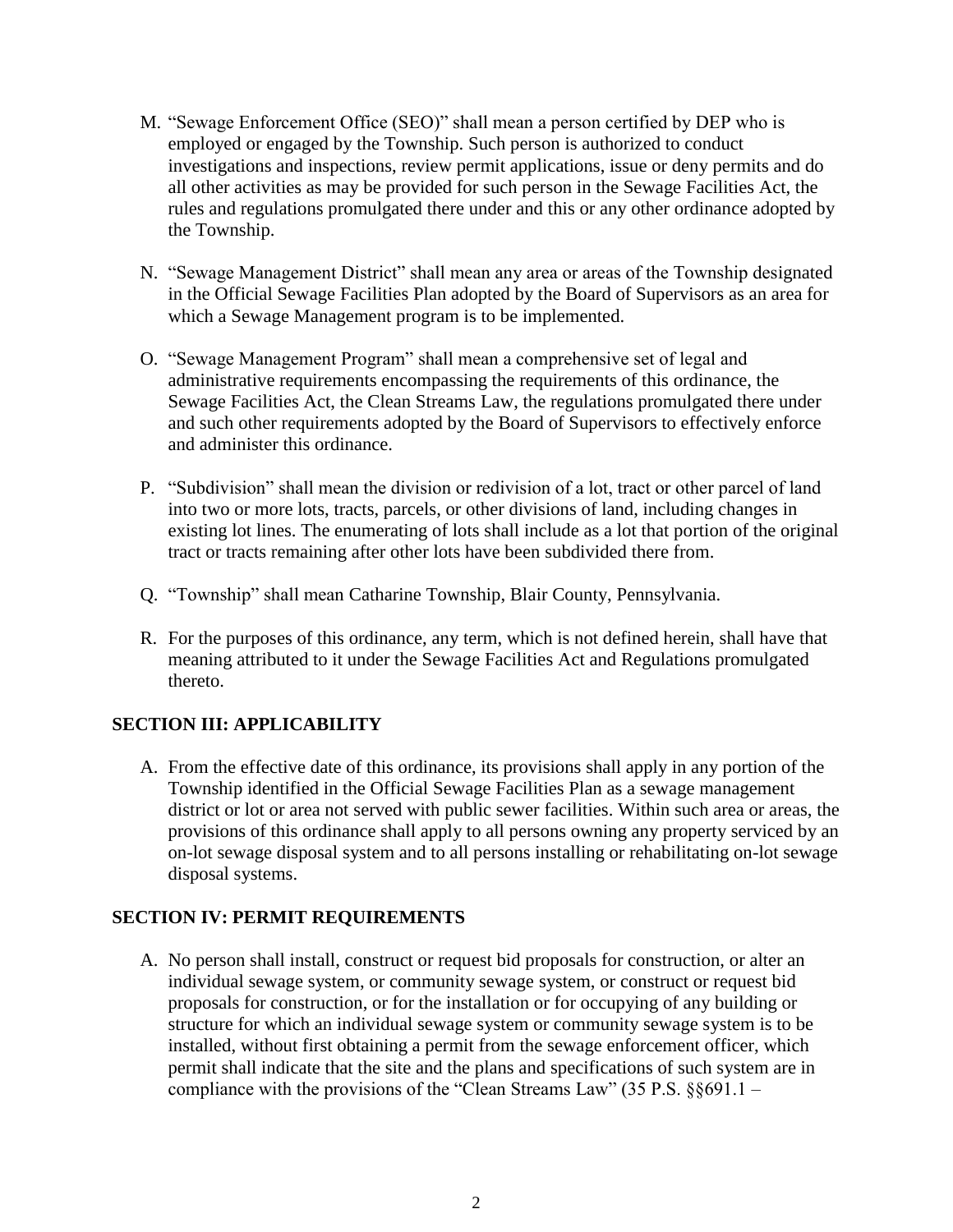M. "Sewage Enforcement Office (SEO)" shall mean a person certified by DEP who is employed or engaged by the Township. Such person is authorized to conduct investigations and inspections, review permit applications, issue or deny permits and do all other activities as may be provided for such person in the Sewage Facilities Act, the rules and regulations promulgated there under and this or any other ordinance adopted by the Township.

N. "Sewage Management District" shall mean any area or areas of the Township designated in the Official Sewage Facilities Plan adopted by the Board of Supervisors as an area for which a Sewage Management program is to be implemented.

O. "Sewage Management Program" shall mean a comprehensive set of legal and administrative requirements encompassing the requirements of this ordinance, the Sewage Facilities Act, the Clean Streams Law, the regulations promulgated there under and such other requirements adopted by the Board of Supervisors to effectively enforce and administer this ordinance.

P. "Subdivision" shall mean the division or redivision of a lot, tract or other parcel of land into two or more lots, tracts, parcels, or other divisions of land, including changes in existing lot lines. The enumerating of lots shall include as a lot that portion of the original tract or tracts remaining after other lots have been subdivided there from.

Q. "Township" shall mean Catharine Township, Blair County, Pennsylvania.

R. For the purposes of this ordinance, any term, which is not defined herein, shall have that meaning attributed to it under the Sewage Facilities Act and Regulations promulgated thereto.

## SECTION III: APPLICABILITY

A. From the effective date of this ordinance, its provisions shall apply in any portion of the Township identified in the Official Sewage Facilities Plan as a sewage management district or lot or area not served with public sewer facilities. Within such area or areas, the provisions of this ordinance shall apply to all persons owning any property serviced by an on-lot sewage disposal system and to all persons installing or rehabilitating on-lot sewage disposal systems.

## SECTION IV: PERMIT REQUIREMENTS

A. No person shall install, construct or request bid proposals for construction, or alter an individual sewage system, or community sewage system, or construct or request bid proposals for construction, or for the installation or for occupying of any building or structure for which an individual sewage system or community sewage system is to be installed, without first obtaining a permit from the sewage enforcement officer, which permit shall indicate that the site and the plans and specifications of such system are in compliance with the provisions of the "Clean Streams Law" (35 P.S. §§691.1 –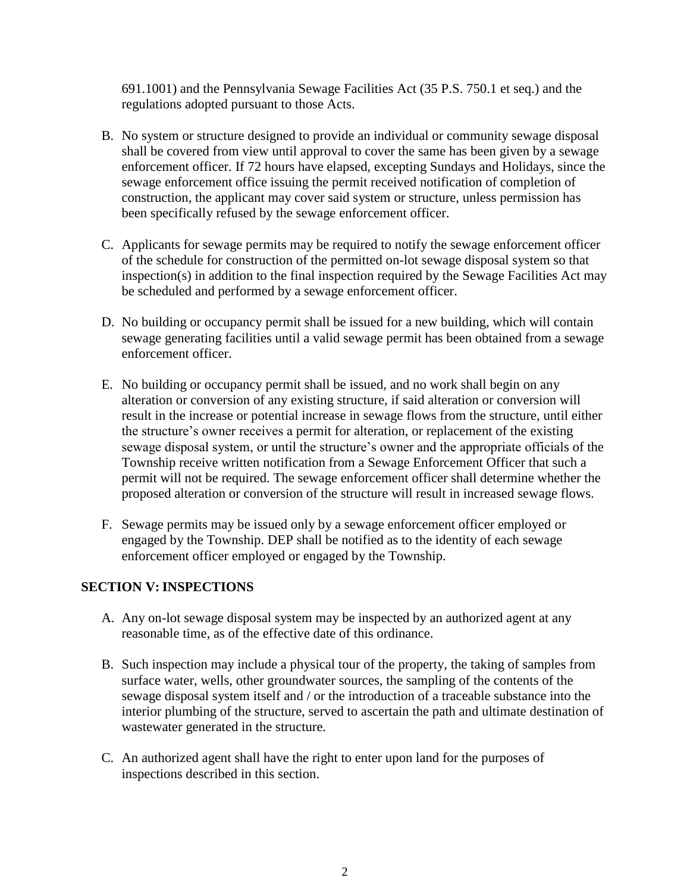691.1001) and the Pennsylvania Sewage Facilities Act (35 P.S. 750.1 et seq.) and the regulations adopted pursuant to those Acts.

B. No system or structure designed to provide an individual or community sewage disposal shall be covered from view until approval to cover the same has been given by a sewage enforcement officer. If 72 hours have elapsed, excepting Sundays and Holidays, since the sewage enforcement office issuing the permit received notification of completion of construction, the applicant may cover said system or structure, unless permission has been specifically refused by the sewage enforcement officer.

C. Applicants for sewage permits may be required to notify the sewage enforcement officer of the schedule for construction of the permitted on-lot sewage disposal system so that inspection(s) in addition to the final inspection required by the Sewage Facilities Act may be scheduled and performed by a sewage enforcement officer.

D. No building or occupancy permit shall be issued for a new building, which will contain sewage generating facilities until a valid sewage permit has been obtained from a sewage enforcement officer.

E. No building or occupancy permit shall be issued, and no work shall begin on any alteration or conversion of any existing structure, if said alteration or conversion will result in the increase or potential increase in sewage flows from the structure, until either the structure's owner receives a permit for alteration, or replacement of the existing sewage disposal system, or until the structure's owner and the appropriate officials of the Township receive written notification from a Sewage Enforcement Officer that such a permit will not be required. The sewage enforcement officer shall determine whether the proposed alteration or conversion of the structure will result in increased sewage flows.

F. Sewage permits may be issued only by a sewage enforcement officer employed or engaged by the Township. DEP shall be notified as to the identity of each sewage enforcement officer employed or engaged by the Township.

## SECTION V: INSPECTIONS

A. Any on-lot sewage disposal system may be inspected by an authorized agent at any reasonable time, as of the effective date of this ordinance.

B. Such inspection may include a physical tour of the property, the taking of samples from surface water, wells, other groundwater sources, the sampling of the contents of the sewage disposal system itself and / or the introduction of a traceable substance into the interior plumbing of the structure, served to ascertain the path and ultimate destination of wastewater generated in the structure.

C. An authorized agent shall have the right to enter upon land for the purposes of inspections described in this section.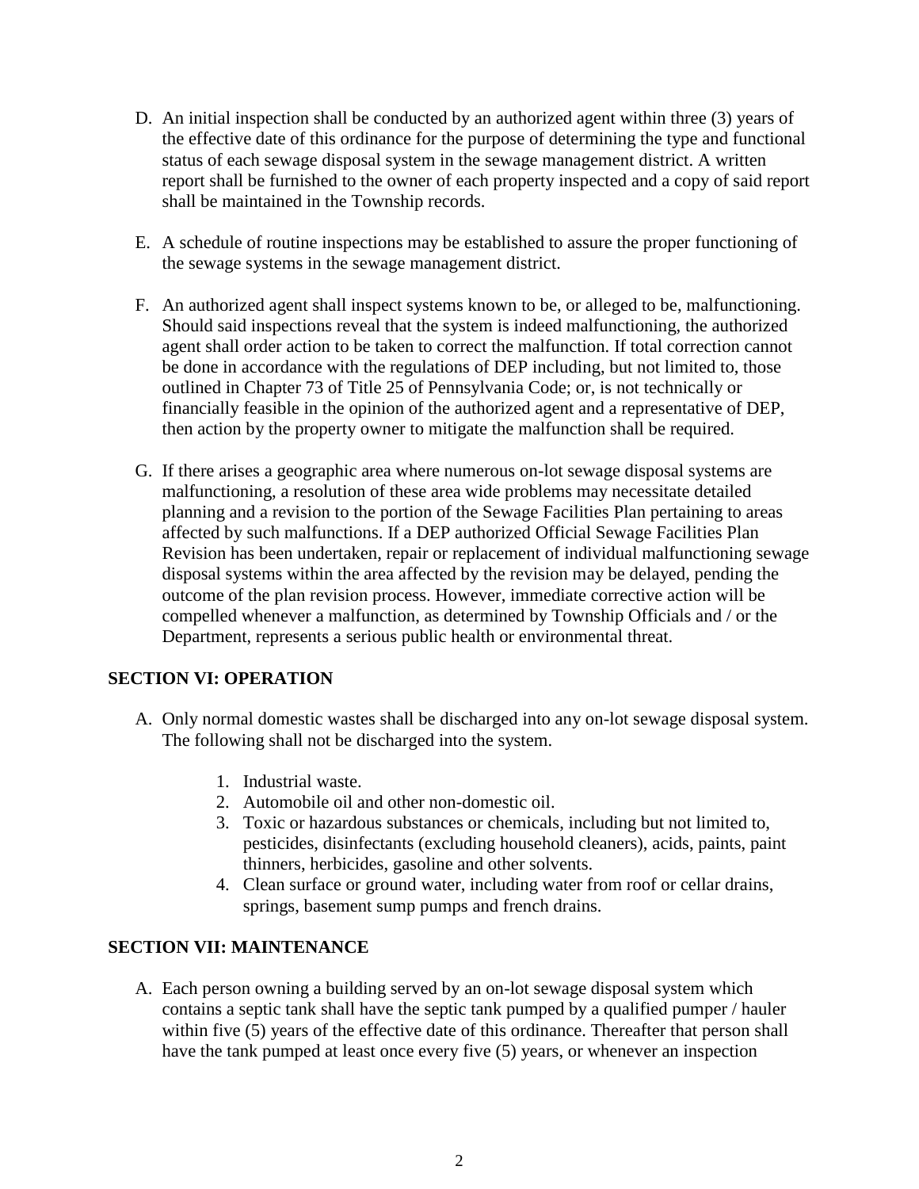D. An initial inspection shall be conducted by an authorized agent within three (3) years of the effective date of this ordinance for the purpose of determining the type and functional status of each sewage disposal system in the sewage management district. A written report shall be furnished to the owner of each property inspected and a copy of said report shall be maintained in the Township records.

E. A schedule of routine inspections may be established to assure the proper functioning of the sewage systems in the sewage management district.

F. An authorized agent shall inspect systems known to be, or alleged to be, malfunctioning. Should said inspections reveal that the system is indeed malfunctioning, the authorized agent shall order action to be taken to correct the malfunction. If total correction cannot be done in accordance with the regulations of DEP including, but not limited to, those outlined in Chapter 73 of Title 25 of Pennsylvania Code; or, is not technically or financially feasible in the opinion of the authorized agent and a representative of DEP, then action by the property owner to mitigate the malfunction shall be required.

G. If there arises a geographic area where numerous on-lot sewage disposal systems are malfunctioning, a resolution of these area wide problems may necessitate detailed planning and a revision to the portion of the Sewage Facilities Plan pertaining to areas affected by such malfunctions. If a DEP authorized Official Sewage Facilities Plan Revision has been undertaken, repair or replacement of individual malfunctioning sewage disposal systems within the area affected by the revision may be delayed, pending the outcome of the plan revision process. However, immediate corrective action will be compelled whenever a malfunction, as determined by Township Officials and / or the Department, represents a serious public health or environmental threat.

## SECTION VI: OPERATION

A. Only normal domestic wastes shall be discharged into any on-lot sewage disposal system. The following shall not be discharged into the system.

1. Industrial waste.
2. Automobile oil and other non-domestic oil.
3. Toxic or hazardous substances or chemicals, including but not limited to, pesticides, disinfectants (excluding household cleaners), acids, paints, paint thinners, herbicides, gasoline and other solvents.
4. Clean surface or ground water, including water from roof or cellar drains, springs, basement sump pumps and french drains.

## SECTION VII: MAINTENANCE

A. Each person owning a building served by an on-lot sewage disposal system which contains a septic tank shall have the septic tank pumped by a qualified pumper / hauler within five (5) years of the effective date of this ordinance. Thereafter that person shall have the tank pumped at least once every five (5) years, or whenever an inspection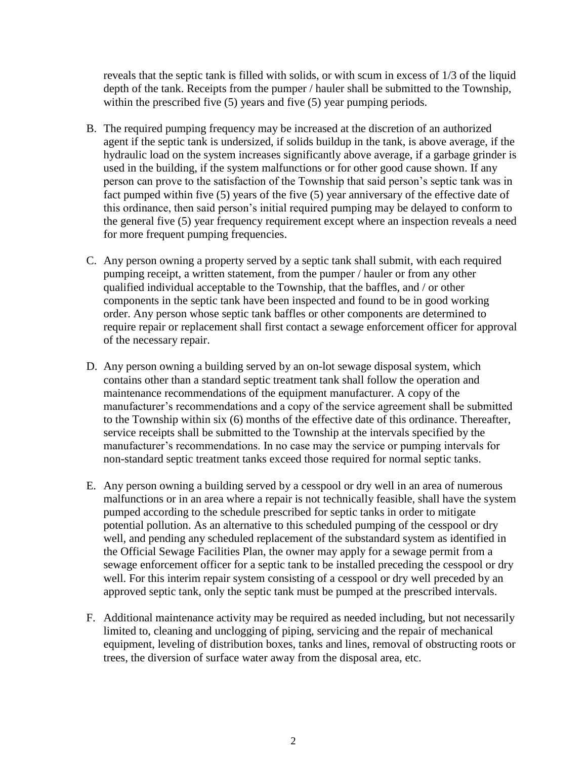reveals that the septic tank is filled with solids, or with scum in excess of 1/3 of the liquid depth of the tank. Receipts from the pumper / hauler shall be submitted to the Township, within the prescribed five (5) years and five (5) year pumping periods.

B. The required pumping frequency may be increased at the discretion of an authorized agent if the septic tank is undersized, if solids buildup in the tank, is above average, if the hydraulic load on the system increases significantly above average, if a garbage grinder is used in the building, if the system malfunctions or for other good cause shown. If any person can prove to the satisfaction of the Township that said person's septic tank was in fact pumped within five (5) years of the five (5) year anniversary of the effective date of this ordinance, then said person's initial required pumping may be delayed to conform to the general five (5) year frequency requirement except where an inspection reveals a need for more frequent pumping frequencies.

C. Any person owning a property served by a septic tank shall submit, with each required pumping receipt, a written statement, from the pumper / hauler or from any other qualified individual acceptable to the Township, that the baffles, and / or other components in the septic tank have been inspected and found to be in good working order. Any person whose septic tank baffles or other components are determined to require repair or replacement shall first contact a sewage enforcement officer for approval of the necessary repair.

D. Any person owning a building served by an on-lot sewage disposal system, which contains other than a standard septic treatment tank shall follow the operation and maintenance recommendations of the equipment manufacturer. A copy of the manufacturer's recommendations and a copy of the service agreement shall be submitted to the Township within six (6) months of the effective date of this ordinance. Thereafter, service receipts shall be submitted to the Township at the intervals specified by the manufacturer's recommendations. In no case may the service or pumping intervals for non-standard septic treatment tanks exceed those required for normal septic tanks.

E. Any person owning a building served by a cesspool or dry well in an area of numerous malfunctions or in an area where a repair is not technically feasible, shall have the system pumped according to the schedule prescribed for septic tanks in order to mitigate potential pollution. As an alternative to this scheduled pumping of the cesspool or dry well, and pending any scheduled replacement of the substandard system as identified in the Official Sewage Facilities Plan, the owner may apply for a sewage permit from a sewage enforcement officer for a septic tank to be installed preceding the cesspool or dry well. For this interim repair system consisting of a cesspool or dry well preceded by an approved septic tank, only the septic tank must be pumped at the prescribed intervals.

F. Additional maintenance activity may be required as needed including, but not necessarily limited to, cleaning and unclogging of piping, servicing and the repair of mechanical equipment, leveling of distribution boxes, tanks and lines, removal of obstructing roots or trees, the diversion of surface water away from the disposal area, etc.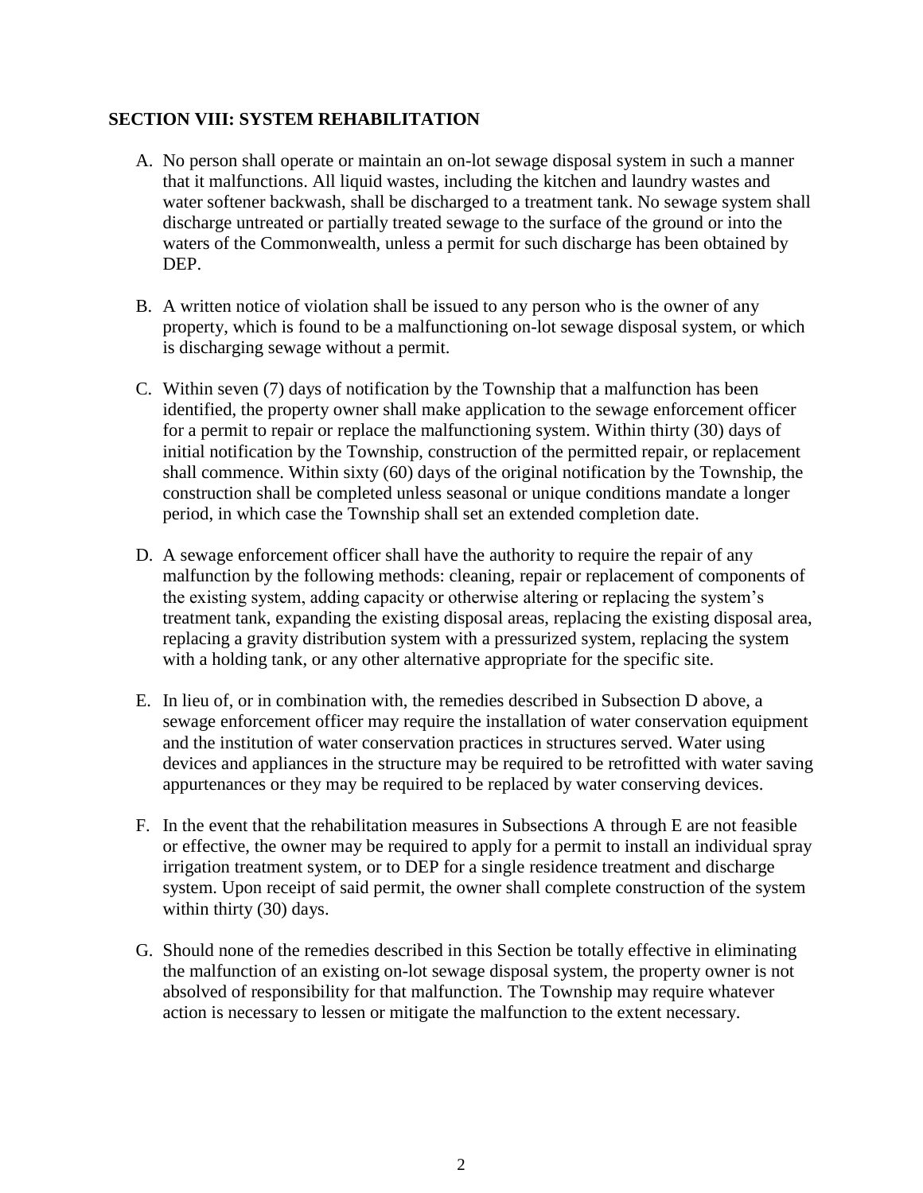## SECTION VIII: SYSTEM REHABILITATION

A. No person shall operate or maintain an on-lot sewage disposal system in such a manner that it malfunctions. All liquid wastes, including the kitchen and laundry wastes and water softener backwash, shall be discharged to a treatment tank. No sewage system shall discharge untreated or partially treated sewage to the surface of the ground or into the waters of the Commonwealth, unless a permit for such discharge has been obtained by DEP.

B. A written notice of violation shall be issued to any person who is the owner of any property, which is found to be a malfunctioning on-lot sewage disposal system, or which is discharging sewage without a permit.

C. Within seven (7) days of notification by the Township that a malfunction has been identified, the property owner shall make application to the sewage enforcement officer for a permit to repair or replace the malfunctioning system. Within thirty (30) days of initial notification by the Township, construction of the permitted repair, or replacement shall commence. Within sixty (60) days of the original notification by the Township, the construction shall be completed unless seasonal or unique conditions mandate a longer period, in which case the Township shall set an extended completion date.

D. A sewage enforcement officer shall have the authority to require the repair of any malfunction by the following methods: cleaning, repair or replacement of components of the existing system, adding capacity or otherwise altering or replacing the system's treatment tank, expanding the existing disposal areas, replacing the existing disposal area, replacing a gravity distribution system with a pressurized system, replacing the system with a holding tank, or any other alternative appropriate for the specific site.

E. In lieu of, or in combination with, the remedies described in Subsection D above, a sewage enforcement officer may require the installation of water conservation equipment and the institution of water conservation practices in structures served. Water using devices and appliances in the structure may be required to be retrofitted with water saving appurtenances or they may be required to be replaced by water conserving devices.

F. In the event that the rehabilitation measures in Subsections A through E are not feasible or effective, the owner may be required to apply for a permit to install an individual spray irrigation treatment system, or to DEP for a single residence treatment and discharge system. Upon receipt of said permit, the owner shall complete construction of the system within thirty (30) days.

G. Should none of the remedies described in this Section be totally effective in eliminating the malfunction of an existing on-lot sewage disposal system, the property owner is not absolved of responsibility for that malfunction. The Township may require whatever action is necessary to lessen or mitigate the malfunction to the extent necessary.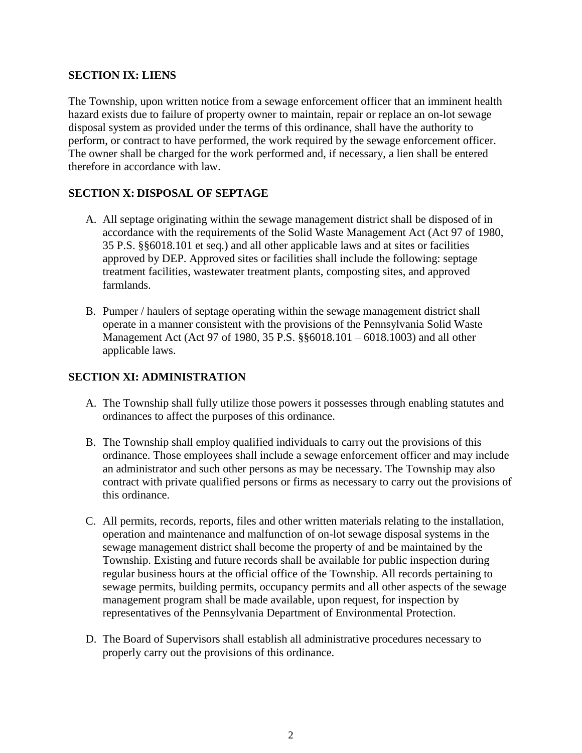## SECTION IX: LIENS

The Township, upon written notice from a sewage enforcement officer that an imminent health hazard exists due to failure of property owner to maintain, repair or replace an on-lot sewage disposal system as provided under the terms of this ordinance, shall have the authority to perform, or contract to have performed, the work required by the sewage enforcement officer. The owner shall be charged for the work performed and, if necessary, a lien shall be entered therefore in accordance with law.

## SECTION X: DISPOSAL OF SEPTAGE

A. All septage originating within the sewage management district shall be disposed of in accordance with the requirements of the Solid Waste Management Act (Act 97 of 1980, 35 P.S. §§6018.101 et seq.) and all other applicable laws and at sites or facilities approved by DEP. Approved sites or facilities shall include the following: septage treatment facilities, wastewater treatment plants, composting sites, and approved farmlands.

B. Pumper / haulers of septage operating within the sewage management district shall operate in a manner consistent with the provisions of the Pennsylvania Solid Waste Management Act (Act 97 of 1980, 35 P.S. §§6018.101 – 6018.1003) and all other applicable laws.

## SECTION XI: ADMINISTRATION

A. The Township shall fully utilize those powers it possesses through enabling statutes and ordinances to affect the purposes of this ordinance.

B. The Township shall employ qualified individuals to carry out the provisions of this ordinance. Those employees shall include a sewage enforcement officer and may include an administrator and such other persons as may be necessary. The Township may also contract with private qualified persons or firms as necessary to carry out the provisions of this ordinance.

C. All permits, records, reports, files and other written materials relating to the installation, operation and maintenance and malfunction of on-lot sewage disposal systems in the sewage management district shall become the property of and be maintained by the Township. Existing and future records shall be available for public inspection during regular business hours at the official office of the Township. All records pertaining to sewage permits, building permits, occupancy permits and all other aspects of the sewage management program shall be made available, upon request, for inspection by representatives of the Pennsylvania Department of Environmental Protection.

D. The Board of Supervisors shall establish all administrative procedures necessary to properly carry out the provisions of this ordinance.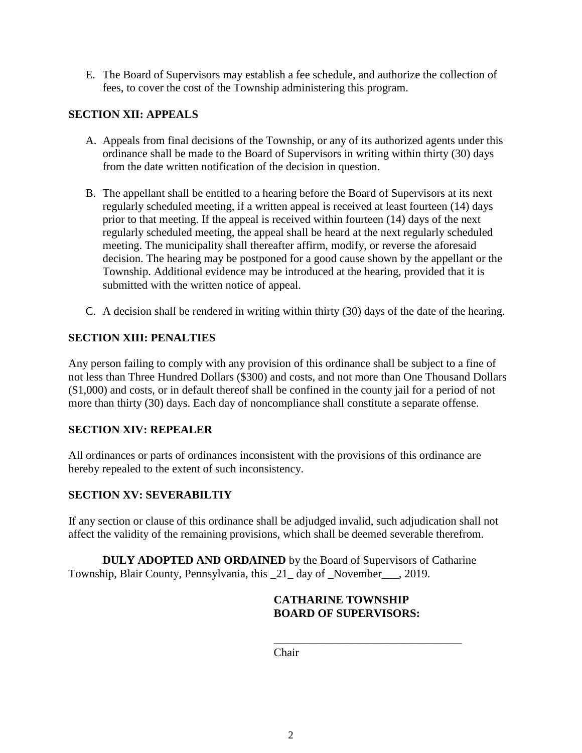E. The Board of Supervisors may establish a fee schedule, and authorize the collection of fees, to cover the cost of the Township administering this program.

**SECTION XII: APPEALS**

A. Appeals from final decisions of the Township, or any of its authorized agents under this ordinance shall be made to the Board of Supervisors in writing within thirty (30) days from the date written notification of the decision in question.

B. The appellant shall be entitled to a hearing before the Board of Supervisors at its next regularly scheduled meeting, if a written appeal is received at least fourteen (14) days prior to that meeting. If the appeal is received within fourteen (14) days of the next regularly scheduled meeting, the appeal shall be heard at the next regularly scheduled meeting. The municipality shall thereafter affirm, modify, or reverse the aforesaid decision. The hearing may be postponed for a good cause shown by the appellant or the Township. Additional evidence may be introduced at the hearing, provided that it is submitted with the written notice of appeal.

C. A decision shall be rendered in writing within thirty (30) days of the date of the hearing.

**SECTION XIII: PENALTIES**

Any person failing to comply with any provision of this ordinance shall be subject to a fine of not less than Three Hundred Dollars ($300) and costs, and not more than One Thousand Dollars ($1,000) and costs, or in default thereof shall be confined in the county jail for a period of not more than thirty (30) days. Each day of noncompliance shall constitute a separate offense.

**SECTION XIV: REPEALER**

All ordinances or parts of ordinances inconsistent with the provisions of this ordinance are hereby repealed to the extent of such inconsistency.

**SECTION XV: SEVERABILTIY**

If any section or clause of this ordinance shall be adjudged invalid, such adjudication shall not affect the validity of the remaining provisions, which shall be deemed severable therefrom.

**DULY ADOPTED AND ORDAINED** by the Board of Supervisors of Catharine Township, Blair County, Pennsylvania, this _21_ day of _November___, 2019.

**CATHARINE TOWNSHIP**
**BOARD OF SUPERVISORS:**

_________________________________
Chair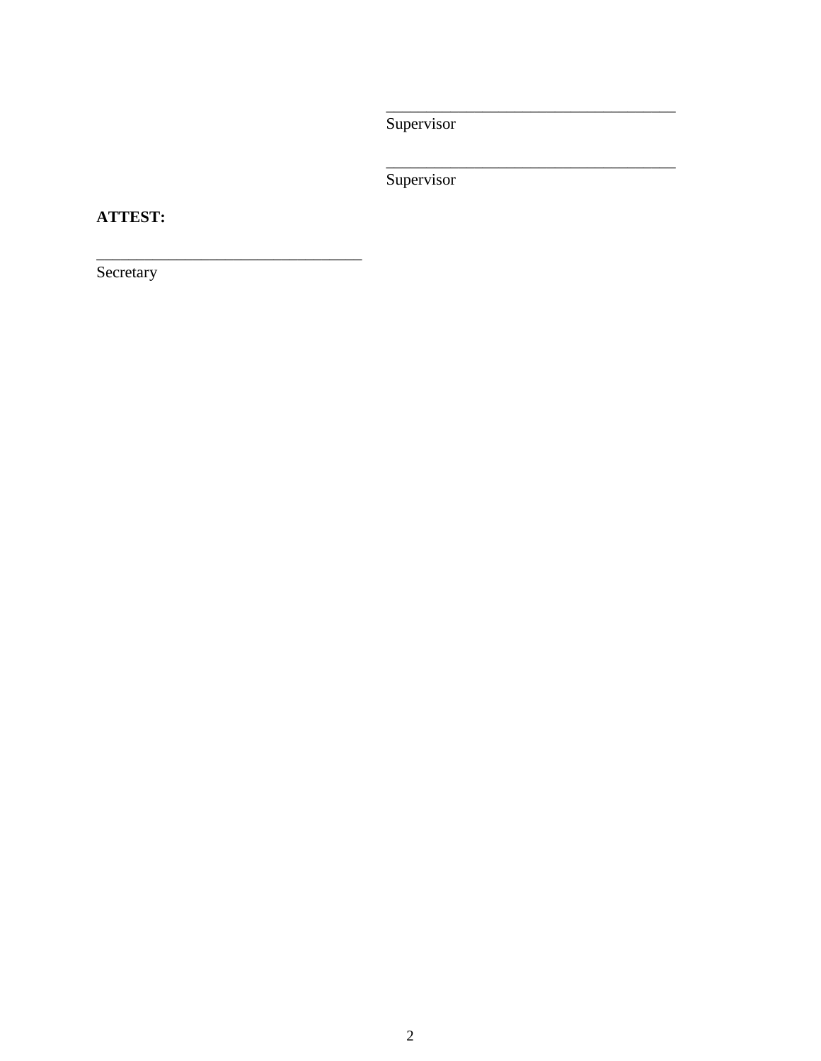\_\_\_\_\_\_\_\_\_\_\_\_\_\_\_\_\_\_\_\_\_\_\_\_\_\_\_\_\_\_\_\_\_\_\_\_
Supervisor

\_\_\_\_\_\_\_\_\_\_\_\_\_\_\_\_\_\_\_\_\_\_\_\_\_\_\_\_\_\_\_\_\_\_\_\_
Supervisor

**ATTEST:**

\_\_\_\_\_\_\_\_\_\_\_\_\_\_\_\_\_\_\_\_\_\_\_\_\_\_\_\_\_\_\_\_\_\_
Secretary